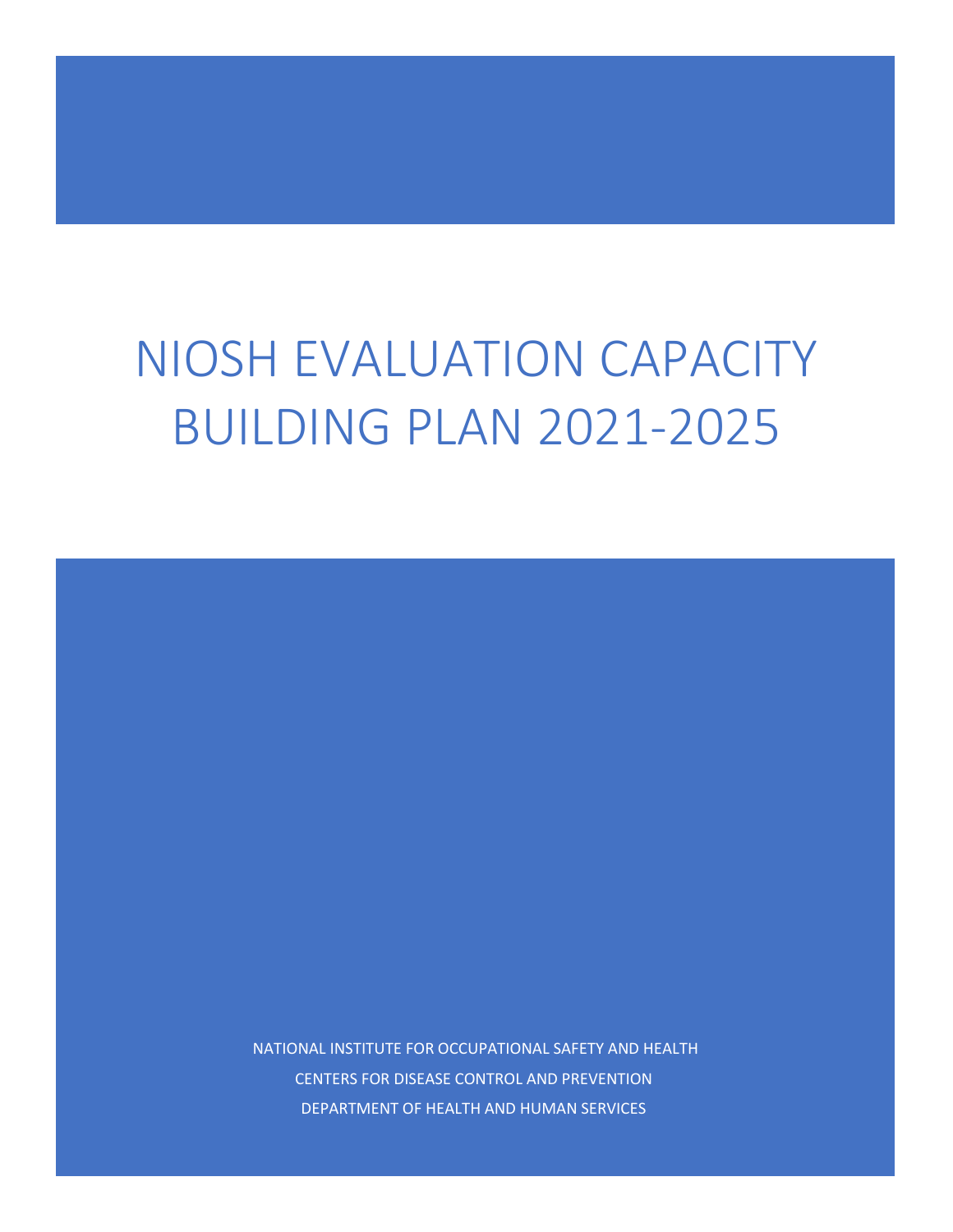# NIOSH EVALUATION CAPACITY BUILDING PLAN 2021-2025

NATIONAL INSTITUTE FOR OCCUPATIONAL SAFETY AND HEALTH

CENTERS FOR DISEASE CONTROL AND PREVENTION

DEPARTMENT OF HEALTH AND HUMAN SERVICES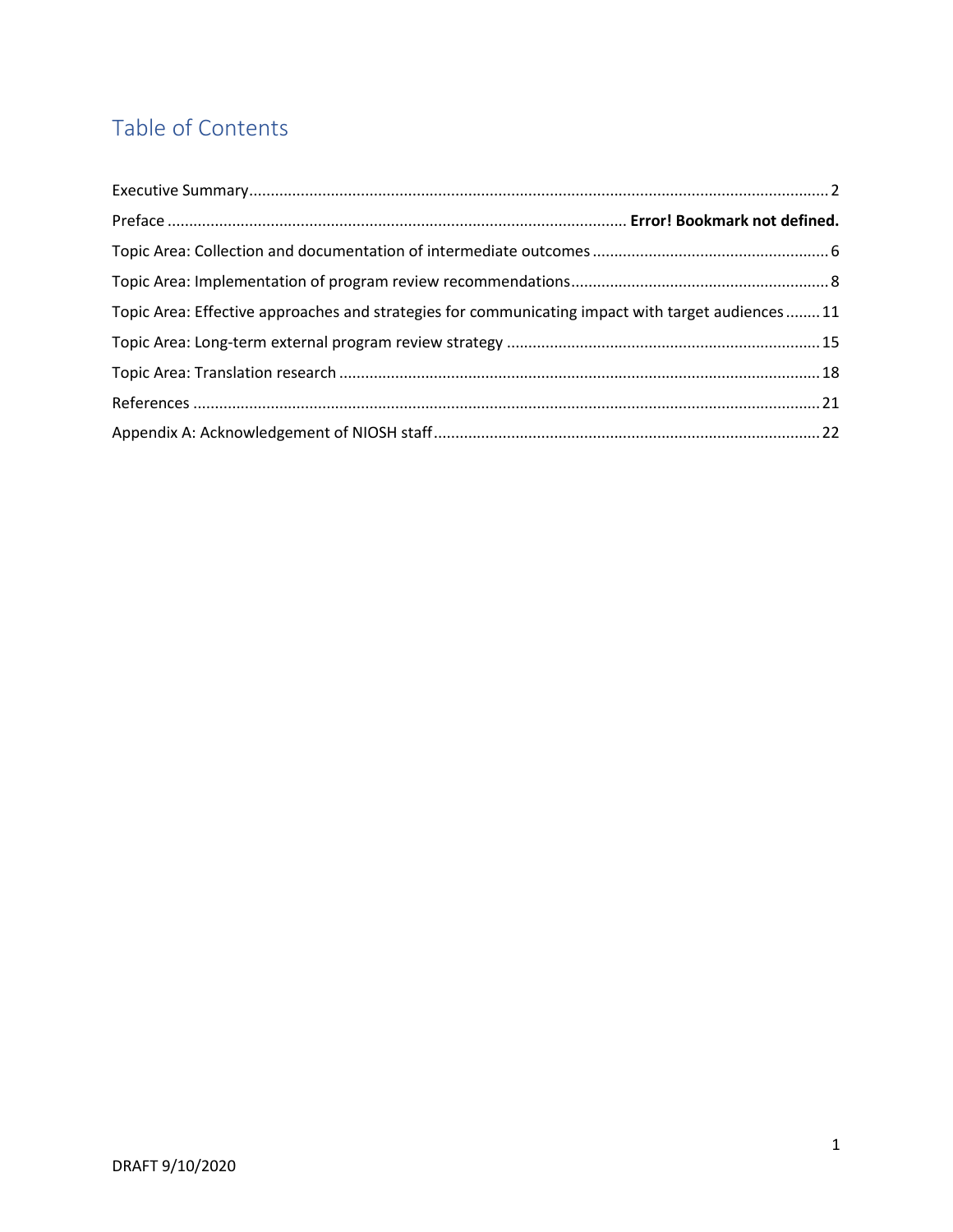## Table of Contents

Executive Summary ........ 2

Preface ........ **Error! Bookmark not defined.**

Topic Area: Collection and documentation of intermediate outcomes ........ 6

Topic Area: Implementation of program review recommendations ........ 8

Topic Area: Effective approaches and strategies for communicating impact with target audiences ........ 11

Topic Area: Long-term external program review strategy ........ 15

Topic Area: Translation research ........ 18

References ........ 21

Appendix A: Acknowledgement of NIOSH staff ........ 22

DRAFT 9/10/2020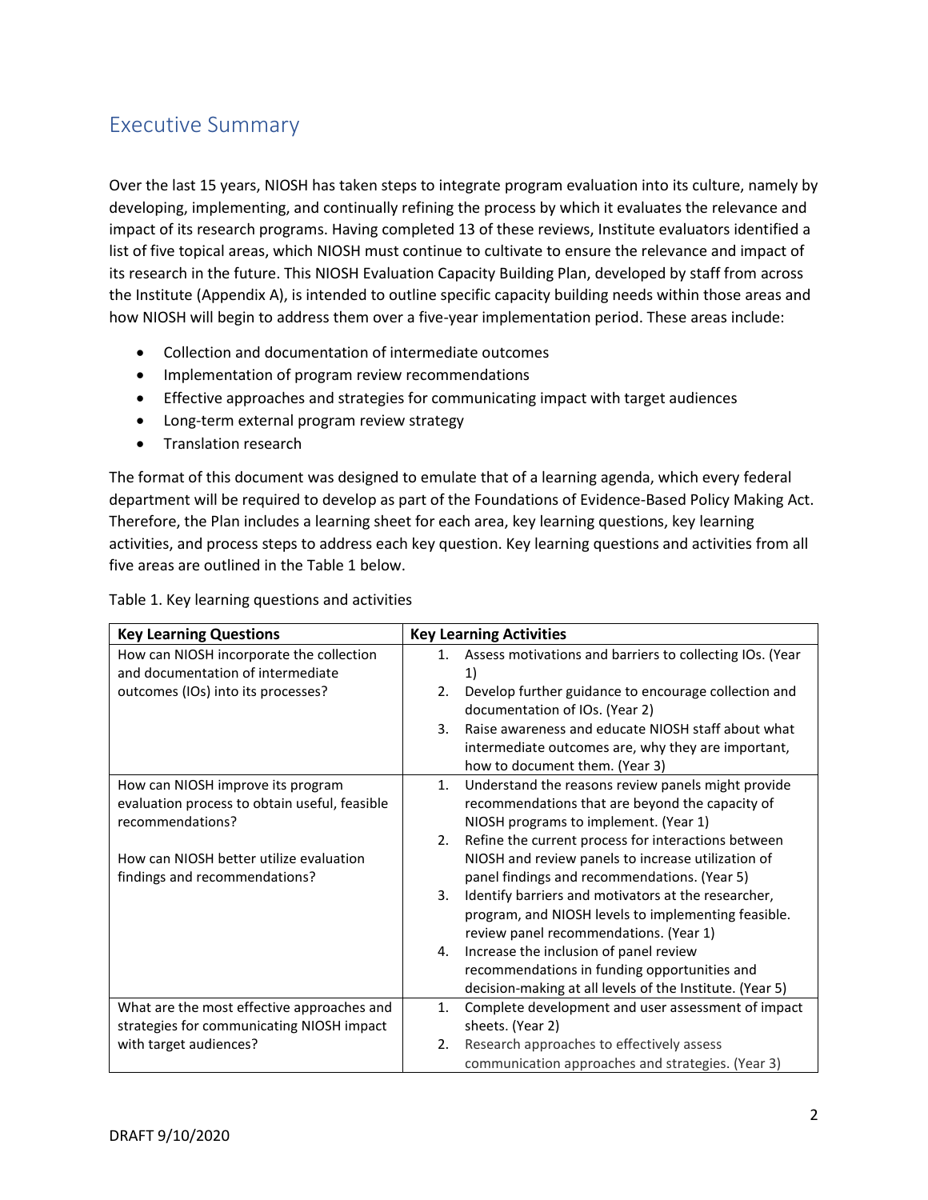## Executive Summary

Over the last 15 years, NIOSH has taken steps to integrate program evaluation into its culture, namely by developing, implementing, and continually refining the process by which it evaluates the relevance and impact of its research programs. Having completed 13 of these reviews, Institute evaluators identified a list of five topical areas, which NIOSH must continue to cultivate to ensure the relevance and impact of its research in the future. This NIOSH Evaluation Capacity Building Plan, developed by staff from across the Institute (Appendix A), is intended to outline specific capacity building needs within those areas and how NIOSH will begin to address them over a five-year implementation period. These areas include:

- Collection and documentation of intermediate outcomes
- Implementation of program review recommendations
- Effective approaches and strategies for communicating impact with target audiences
- Long-term external program review strategy
- Translation research

The format of this document was designed to emulate that of a learning agenda, which every federal department will be required to develop as part of the Foundations of Evidence-Based Policy Making Act. Therefore, the Plan includes a learning sheet for each area, key learning questions, key learning activities, and process steps to address each key question. Key learning questions and activities from all five areas are outlined in the Table 1 below.

Table 1. Key learning questions and activities

| Key Learning Questions | Key Learning Activities |
| --- | --- |
| How can NIOSH incorporate the collection and documentation of intermediate outcomes (IOs) into its processes? | 1. Assess motivations and barriers to collecting IOs. (Year 1)<br>2. Develop further guidance to encourage collection and documentation of IOs. (Year 2)<br>3. Raise awareness and educate NIOSH staff about what intermediate outcomes are, why they are important, how to document them. (Year 3) |
| How can NIOSH improve its program evaluation process to obtain useful, feasible recommendations?<br><br>How can NIOSH better utilize evaluation findings and recommendations? | 1. Understand the reasons review panels might provide recommendations that are beyond the capacity of NIOSH programs to implement. (Year 1)<br>2. Refine the current process for interactions between NIOSH and review panels to increase utilization of panel findings and recommendations. (Year 5)<br>3. Identify barriers and motivators at the researcher, program, and NIOSH levels to implementing feasible. review panel recommendations. (Year 1)<br>4. Increase the inclusion of panel review recommendations in funding opportunities and decision-making at all levels of the Institute. (Year 5) |
| What are the most effective approaches and strategies for communicating NIOSH impact with target audiences? | 1. Complete development and user assessment of impact sheets. (Year 2)<br>2. Research approaches to effectively assess communication approaches and strategies. (Year 3) |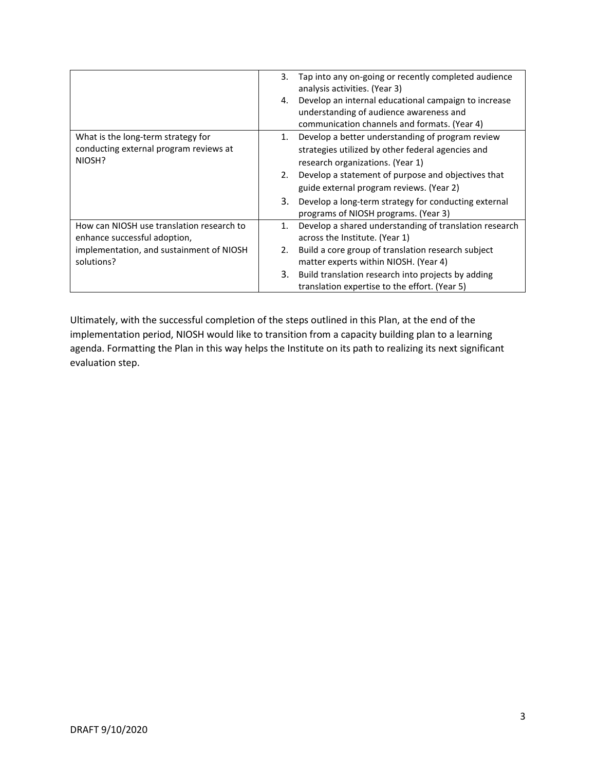| | |
|---|---|
| | 3. Tap into any on-going or recently completed audience analysis activities. (Year 3)<br>4. Develop an internal educational campaign to increase understanding of audience awareness and communication channels and formats. (Year 4) |
| What is the long-term strategy for conducting external program reviews at NIOSH? | 1. Develop a better understanding of program review strategies utilized by other federal agencies and research organizations. (Year 1)<br>2. Develop a statement of purpose and objectives that guide external program reviews. (Year 2)<br>3. Develop a long-term strategy for conducting external programs of NIOSH programs. (Year 3) |
| How can NIOSH use translation research to enhance successful adoption, implementation, and sustainment of NIOSH solutions? | 1. Develop a shared understanding of translation research across the Institute. (Year 1)<br>2. Build a core group of translation research subject matter experts within NIOSH. (Year 4)<br>3. Build translation research into projects by adding translation expertise to the effort. (Year 5) |

Ultimately, with the successful completion of the steps outlined in this Plan, at the end of the implementation period, NIOSH would like to transition from a capacity building plan to a learning agenda. Formatting the Plan in this way helps the Institute on its path to realizing its next significant evaluation step.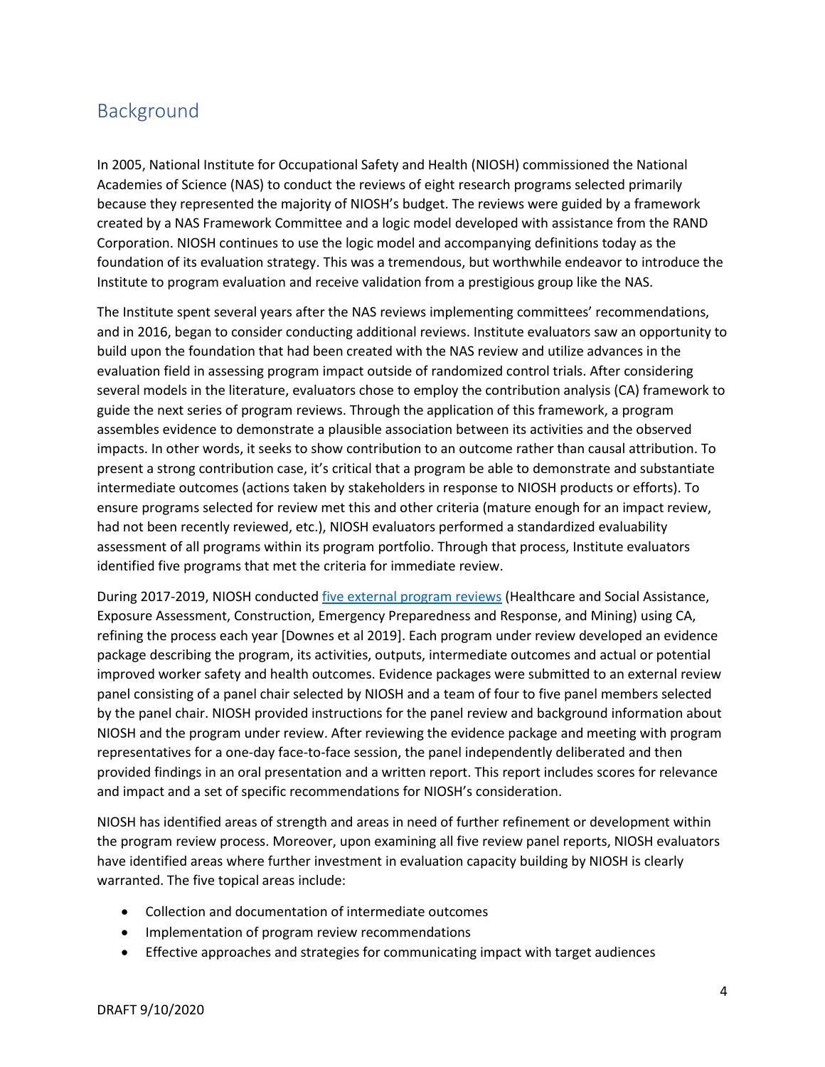## Background

In 2005, National Institute for Occupational Safety and Health (NIOSH) commissioned the National Academies of Science (NAS) to conduct the reviews of eight research programs selected primarily because they represented the majority of NIOSH's budget. The reviews were guided by a framework created by a NAS Framework Committee and a logic model developed with assistance from the RAND Corporation. NIOSH continues to use the logic model and accompanying definitions today as the foundation of its evaluation strategy. This was a tremendous, but worthwhile endeavor to introduce the Institute to program evaluation and receive validation from a prestigious group like the NAS.

The Institute spent several years after the NAS reviews implementing committees' recommendations, and in 2016, began to consider conducting additional reviews. Institute evaluators saw an opportunity to build upon the foundation that had been created with the NAS review and utilize advances in the evaluation field in assessing program impact outside of randomized control trials. After considering several models in the literature, evaluators chose to employ the contribution analysis (CA) framework to guide the next series of program reviews. Through the application of this framework, a program assembles evidence to demonstrate a plausible association between its activities and the observed impacts. In other words, it seeks to show contribution to an outcome rather than causal attribution. To present a strong contribution case, it's critical that a program be able to demonstrate and substantiate intermediate outcomes (actions taken by stakeholders in response to NIOSH products or efforts). To ensure programs selected for review met this and other criteria (mature enough for an impact review, had not been recently reviewed, etc.), NIOSH evaluators performed a standardized evaluability assessment of all programs within its program portfolio. Through that process, Institute evaluators identified five programs that met the criteria for immediate review.

During 2017-2019, NIOSH conducted five external program reviews (Healthcare and Social Assistance, Exposure Assessment, Construction, Emergency Preparedness and Response, and Mining) using CA, refining the process each year [Downes et al 2019]. Each program under review developed an evidence package describing the program, its activities, outputs, intermediate outcomes and actual or potential improved worker safety and health outcomes. Evidence packages were submitted to an external review panel consisting of a panel chair selected by NIOSH and a team of four to five panel members selected by the panel chair. NIOSH provided instructions for the panel review and background information about NIOSH and the program under review. After reviewing the evidence package and meeting with program representatives for a one-day face-to-face session, the panel independently deliberated and then provided findings in an oral presentation and a written report. This report includes scores for relevance and impact and a set of specific recommendations for NIOSH's consideration.

NIOSH has identified areas of strength and areas in need of further refinement or development within the program review process. Moreover, upon examining all five review panel reports, NIOSH evaluators have identified areas where further investment in evaluation capacity building by NIOSH is clearly warranted. The five topical areas include:

- Collection and documentation of intermediate outcomes
- Implementation of program review recommendations
- Effective approaches and strategies for communicating impact with target audiences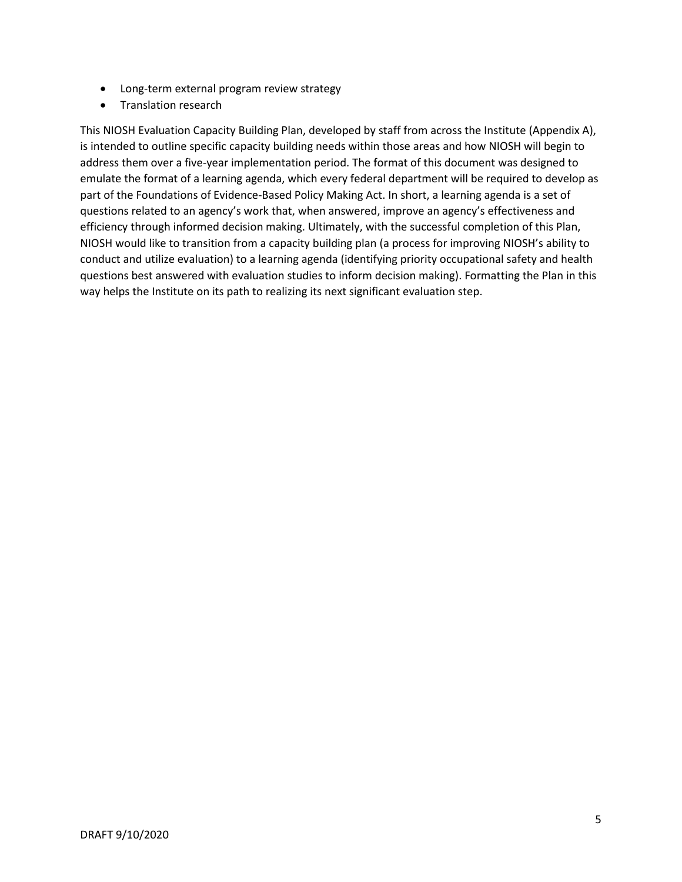- Long-term external program review strategy
- Translation research

This NIOSH Evaluation Capacity Building Plan, developed by staff from across the Institute (Appendix A), is intended to outline specific capacity building needs within those areas and how NIOSH will begin to address them over a five-year implementation period. The format of this document was designed to emulate the format of a learning agenda, which every federal department will be required to develop as part of the Foundations of Evidence-Based Policy Making Act. In short, a learning agenda is a set of questions related to an agency's work that, when answered, improve an agency's effectiveness and efficiency through informed decision making. Ultimately, with the successful completion of this Plan, NIOSH would like to transition from a capacity building plan (a process for improving NIOSH's ability to conduct and utilize evaluation) to a learning agenda (identifying priority occupational safety and health questions best answered with evaluation studies to inform decision making). Formatting the Plan in this way helps the Institute on its path to realizing its next significant evaluation step.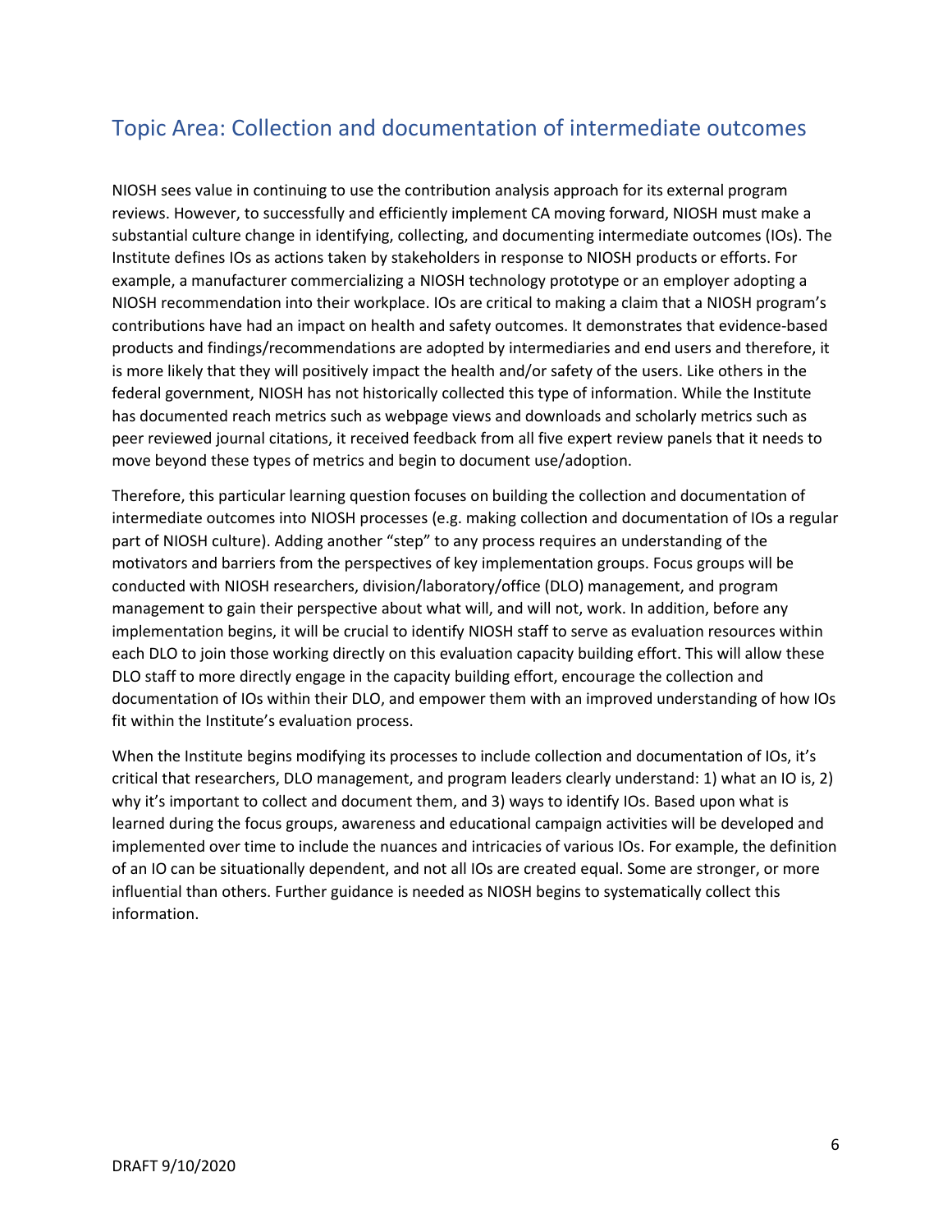## Topic Area: Collection and documentation of intermediate outcomes

NIOSH sees value in continuing to use the contribution analysis approach for its external program reviews. However, to successfully and efficiently implement CA moving forward, NIOSH must make a substantial culture change in identifying, collecting, and documenting intermediate outcomes (IOs). The Institute defines IOs as actions taken by stakeholders in response to NIOSH products or efforts. For example, a manufacturer commercializing a NIOSH technology prototype or an employer adopting a NIOSH recommendation into their workplace. IOs are critical to making a claim that a NIOSH program's contributions have had an impact on health and safety outcomes. It demonstrates that evidence-based products and findings/recommendations are adopted by intermediaries and end users and therefore, it is more likely that they will positively impact the health and/or safety of the users. Like others in the federal government, NIOSH has not historically collected this type of information. While the Institute has documented reach metrics such as webpage views and downloads and scholarly metrics such as peer reviewed journal citations, it received feedback from all five expert review panels that it needs to move beyond these types of metrics and begin to document use/adoption.

Therefore, this particular learning question focuses on building the collection and documentation of intermediate outcomes into NIOSH processes (e.g. making collection and documentation of IOs a regular part of NIOSH culture). Adding another "step" to any process requires an understanding of the motivators and barriers from the perspectives of key implementation groups. Focus groups will be conducted with NIOSH researchers, division/laboratory/office (DLO) management, and program management to gain their perspective about what will, and will not, work. In addition, before any implementation begins, it will be crucial to identify NIOSH staff to serve as evaluation resources within each DLO to join those working directly on this evaluation capacity building effort. This will allow these DLO staff to more directly engage in the capacity building effort, encourage the collection and documentation of IOs within their DLO, and empower them with an improved understanding of how IOs fit within the Institute's evaluation process.

When the Institute begins modifying its processes to include collection and documentation of IOs, it's critical that researchers, DLO management, and program leaders clearly understand: 1) what an IO is, 2) why it's important to collect and document them, and 3) ways to identify IOs. Based upon what is learned during the focus groups, awareness and educational campaign activities will be developed and implemented over time to include the nuances and intricacies of various IOs. For example, the definition of an IO can be situationally dependent, and not all IOs are created equal. Some are stronger, or more influential than others. Further guidance is needed as NIOSH begins to systematically collect this information.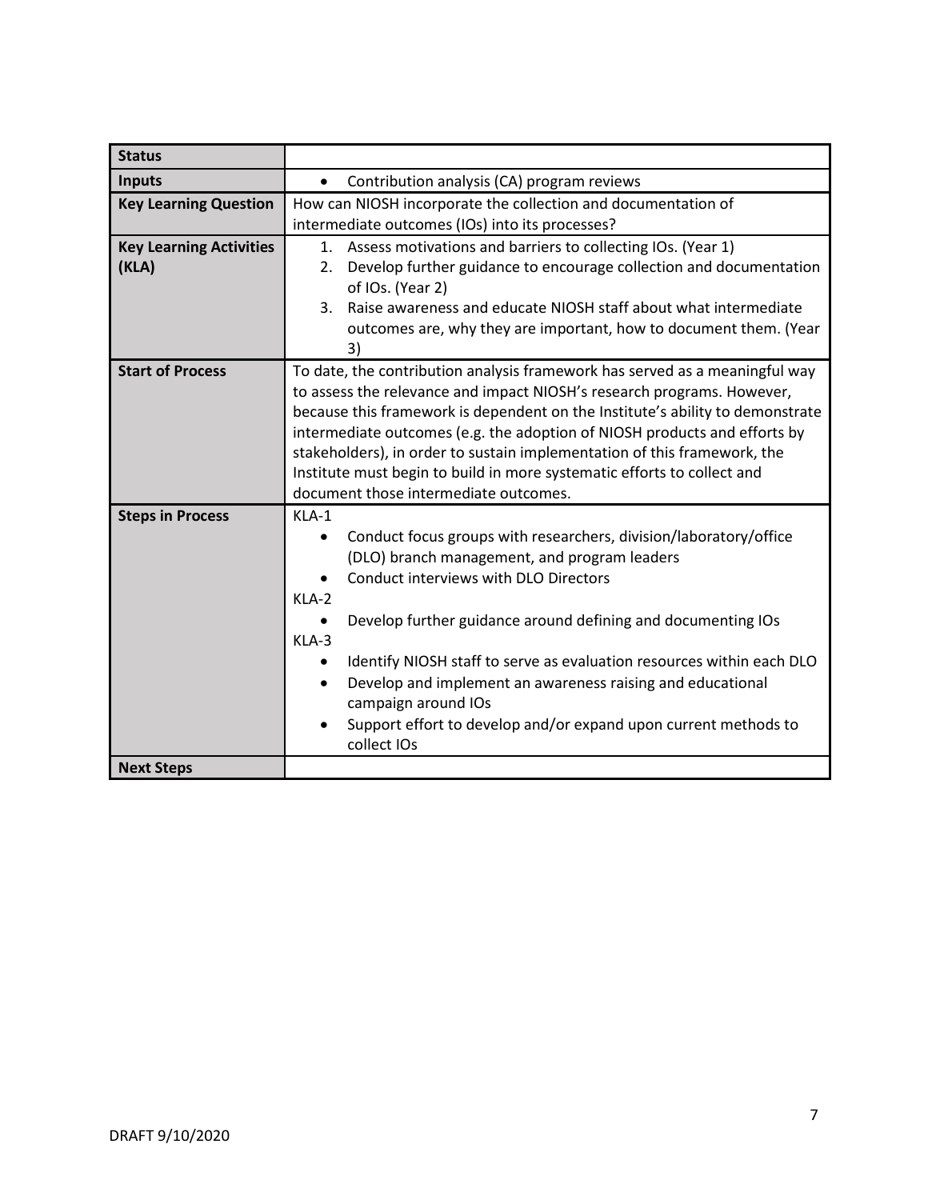| **Status** | |
|---|---|
| **Inputs** | • Contribution analysis (CA) program reviews |
| **Key Learning Question** | How can NIOSH incorporate the collection and documentation of intermediate outcomes (IOs) into its processes? |
| **Key Learning Activities (KLA)** | 1. Assess motivations and barriers to collecting IOs. (Year 1)<br>2. Develop further guidance to encourage collection and documentation of IOs. (Year 2)<br>3. Raise awareness and educate NIOSH staff about what intermediate outcomes are, why they are important, how to document them. (Year 3) |
| **Start of Process** | To date, the contribution analysis framework has served as a meaningful way to assess the relevance and impact NIOSH's research programs. However, because this framework is dependent on the Institute's ability to demonstrate intermediate outcomes (e.g. the adoption of NIOSH products and efforts by stakeholders), in order to sustain implementation of this framework, the Institute must begin to build in more systematic efforts to collect and document those intermediate outcomes. |
| **Steps in Process** | KLA-1<br>• Conduct focus groups with researchers, division/laboratory/office (DLO) branch management, and program leaders<br>• Conduct interviews with DLO Directors<br>KLA-2<br>• Develop further guidance around defining and documenting IOs<br>KLA-3<br>• Identify NIOSH staff to serve as evaluation resources within each DLO<br>• Develop and implement an awareness raising and educational campaign around IOs<br>• Support effort to develop and/or expand upon current methods to collect IOs |
| **Next Steps** | |

DRAFT 9/10/2020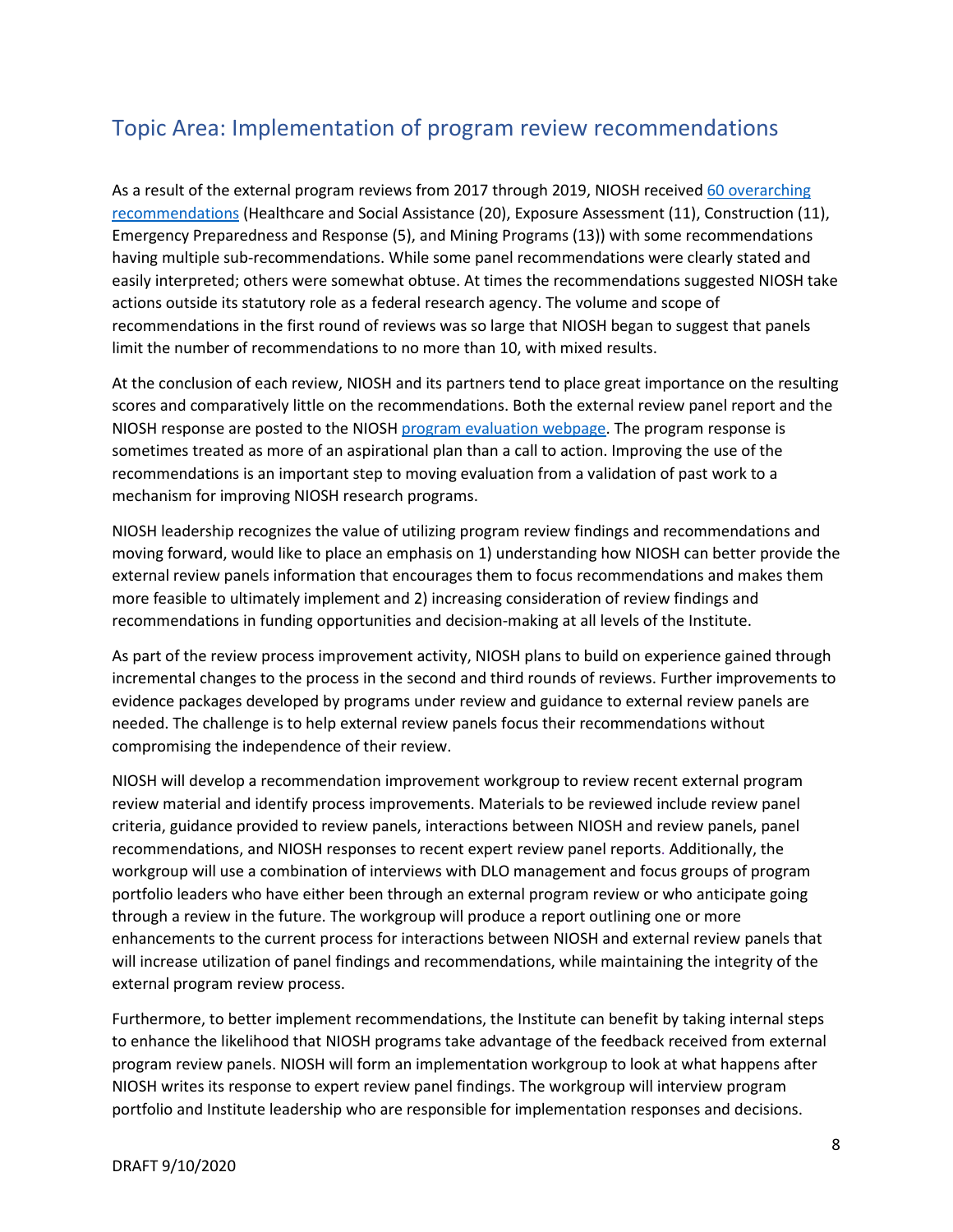## Topic Area: Implementation of program review recommendations

As a result of the external program reviews from 2017 through 2019, NIOSH received [60 overarching recommendations] (Healthcare and Social Assistance (20), Exposure Assessment (11), Construction (11), Emergency Preparedness and Response (5), and Mining Programs (13)) with some recommendations having multiple sub-recommendations. While some panel recommendations were clearly stated and easily interpreted; others were somewhat obtuse. At times the recommendations suggested NIOSH take actions outside its statutory role as a federal research agency. The volume and scope of recommendations in the first round of reviews was so large that NIOSH began to suggest that panels limit the number of recommendations to no more than 10, with mixed results.

At the conclusion of each review, NIOSH and its partners tend to place great importance on the resulting scores and comparatively little on the recommendations. Both the external review panel report and the NIOSH response are posted to the NIOSH [program evaluation webpage]. The program response is sometimes treated as more of an aspirational plan than a call to action. Improving the use of the recommendations is an important step to moving evaluation from a validation of past work to a mechanism for improving NIOSH research programs.

NIOSH leadership recognizes the value of utilizing program review findings and recommendations and moving forward, would like to place an emphasis on 1) understanding how NIOSH can better provide the external review panels information that encourages them to focus recommendations and makes them more feasible to ultimately implement and 2) increasing consideration of review findings and recommendations in funding opportunities and decision-making at all levels of the Institute.

As part of the review process improvement activity, NIOSH plans to build on experience gained through incremental changes to the process in the second and third rounds of reviews. Further improvements to evidence packages developed by programs under review and guidance to external review panels are needed. The challenge is to help external review panels focus their recommendations without compromising the independence of their review.

NIOSH will develop a recommendation improvement workgroup to review recent external program review material and identify process improvements. Materials to be reviewed include review panel criteria, guidance provided to review panels, interactions between NIOSH and review panels, panel recommendations, and NIOSH responses to recent expert review panel reports. Additionally, the workgroup will use a combination of interviews with DLO management and focus groups of program portfolio leaders who have either been through an external program review or who anticipate going through a review in the future. The workgroup will produce a report outlining one or more enhancements to the current process for interactions between NIOSH and external review panels that will increase utilization of panel findings and recommendations, while maintaining the integrity of the external program review process.

Furthermore, to better implement recommendations, the Institute can benefit by taking internal steps to enhance the likelihood that NIOSH programs take advantage of the feedback received from external program review panels. NIOSH will form an implementation workgroup to look at what happens after NIOSH writes its response to expert review panel findings. The workgroup will interview program portfolio and Institute leadership who are responsible for implementation responses and decisions.

DRAFT 9/10/2020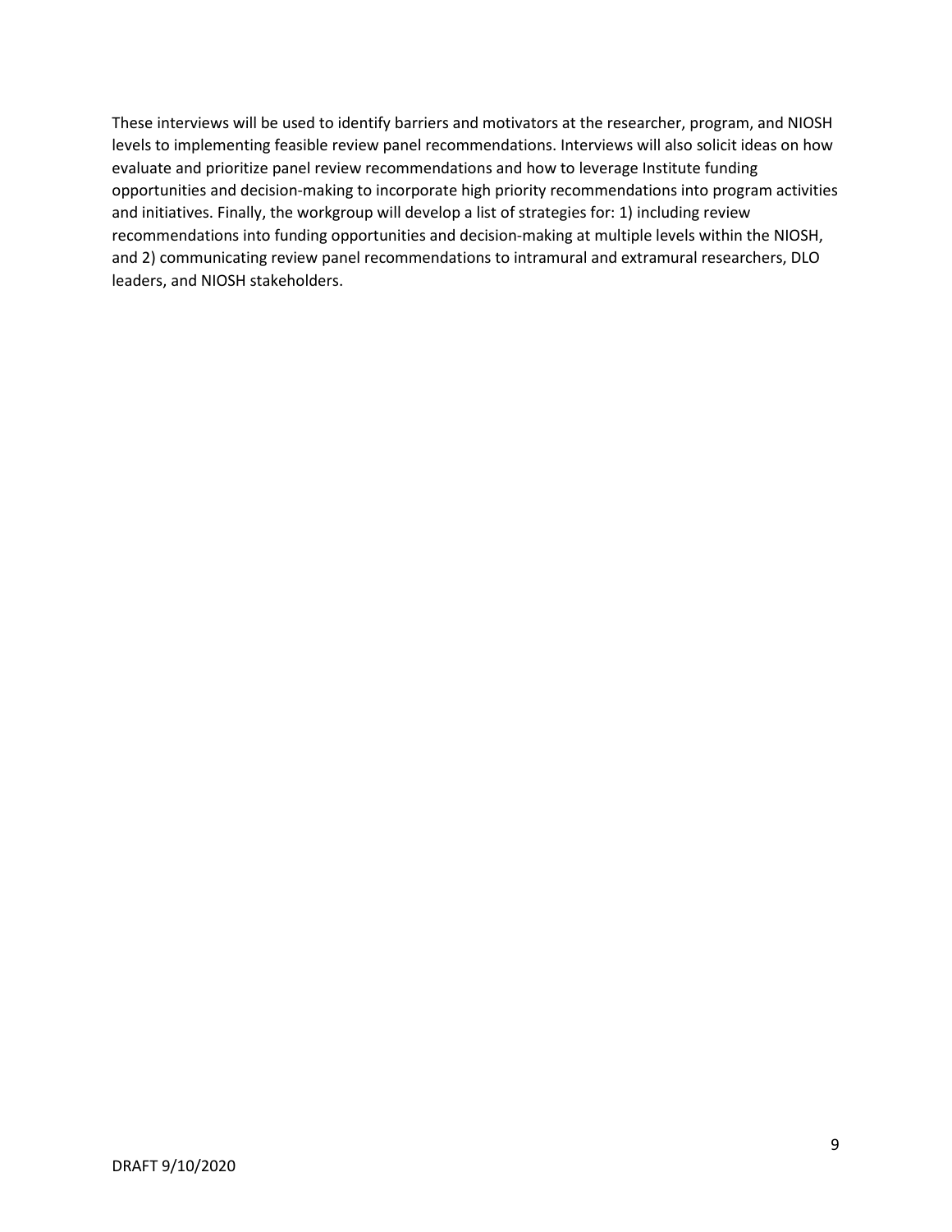These interviews will be used to identify barriers and motivators at the researcher, program, and NIOSH levels to implementing feasible review panel recommendations. Interviews will also solicit ideas on how evaluate and prioritize panel review recommendations and how to leverage Institute funding opportunities and decision-making to incorporate high priority recommendations into program activities and initiatives. Finally, the workgroup will develop a list of strategies for: 1) including review recommendations into funding opportunities and decision-making at multiple levels within the NIOSH, and 2) communicating review panel recommendations to intramural and extramural researchers, DLO leaders, and NIOSH stakeholders.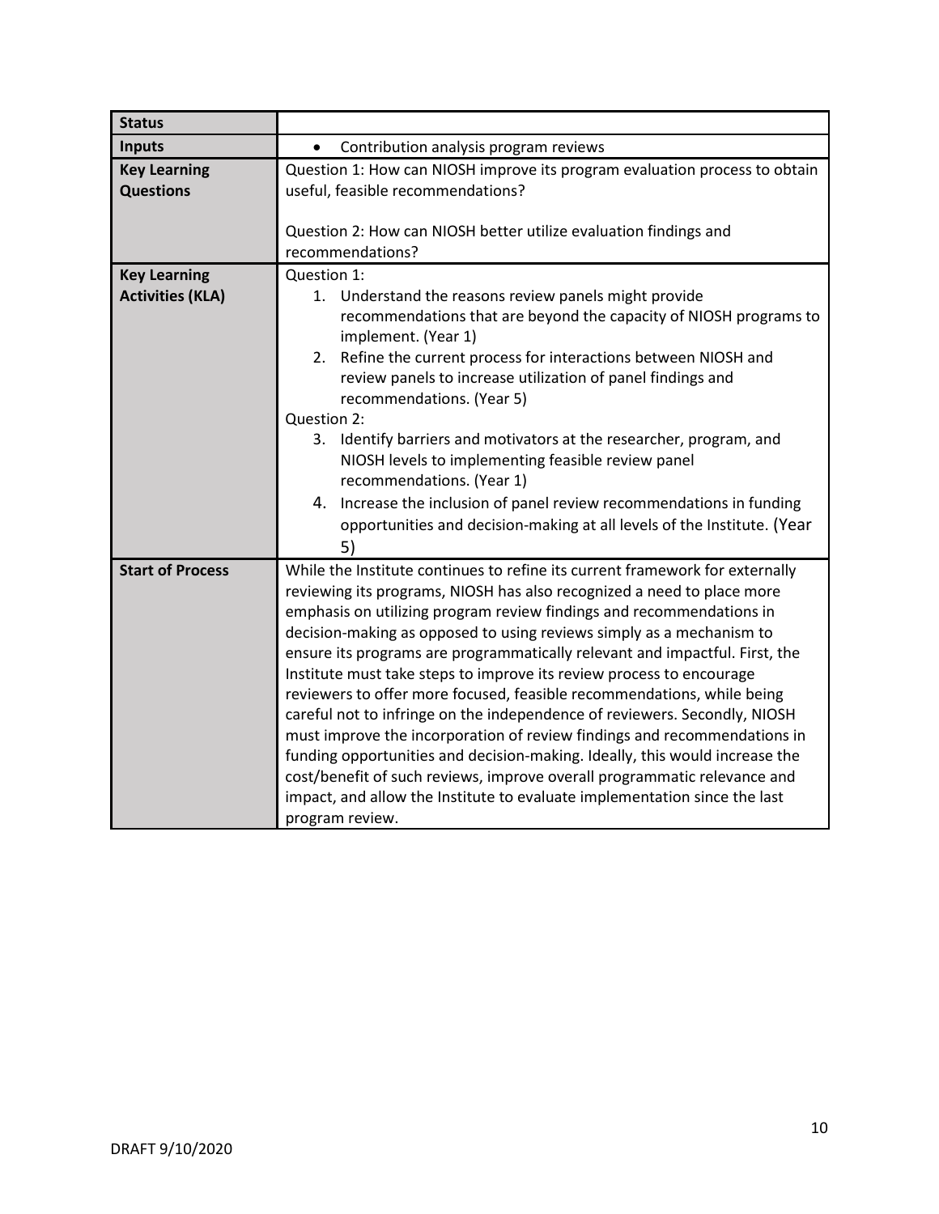| Status | |
|---|---|
| **Inputs** | • Contribution analysis program reviews |
| **Key Learning Questions** | Question 1: How can NIOSH improve its program evaluation process to obtain useful, feasible recommendations?<br><br>Question 2: How can NIOSH better utilize evaluation findings and recommendations? |
| **Key Learning Activities (KLA)** | Question 1:<br>1. Understand the reasons review panels might provide recommendations that are beyond the capacity of NIOSH programs to implement. (Year 1)<br>2. Refine the current process for interactions between NIOSH and review panels to increase utilization of panel findings and recommendations. (Year 5)<br>Question 2:<br>3. Identify barriers and motivators at the researcher, program, and NIOSH levels to implementing feasible review panel recommendations. (Year 1)<br>4. Increase the inclusion of panel review recommendations in funding opportunities and decision-making at all levels of the Institute. (Year 5) |
| **Start of Process** | While the Institute continues to refine its current framework for externally reviewing its programs, NIOSH has also recognized a need to place more emphasis on utilizing program review findings and recommendations in decision-making as opposed to using reviews simply as a mechanism to ensure its programs are programmatically relevant and impactful. First, the Institute must take steps to improve its review process to encourage reviewers to offer more focused, feasible recommendations, while being careful not to infringe on the independence of reviewers. Secondly, NIOSH must improve the incorporation of review findings and recommendations in funding opportunities and decision-making. Ideally, this would increase the cost/benefit of such reviews, improve overall programmatic relevance and impact, and allow the Institute to evaluate implementation since the last program review. |

DRAFT 9/10/2020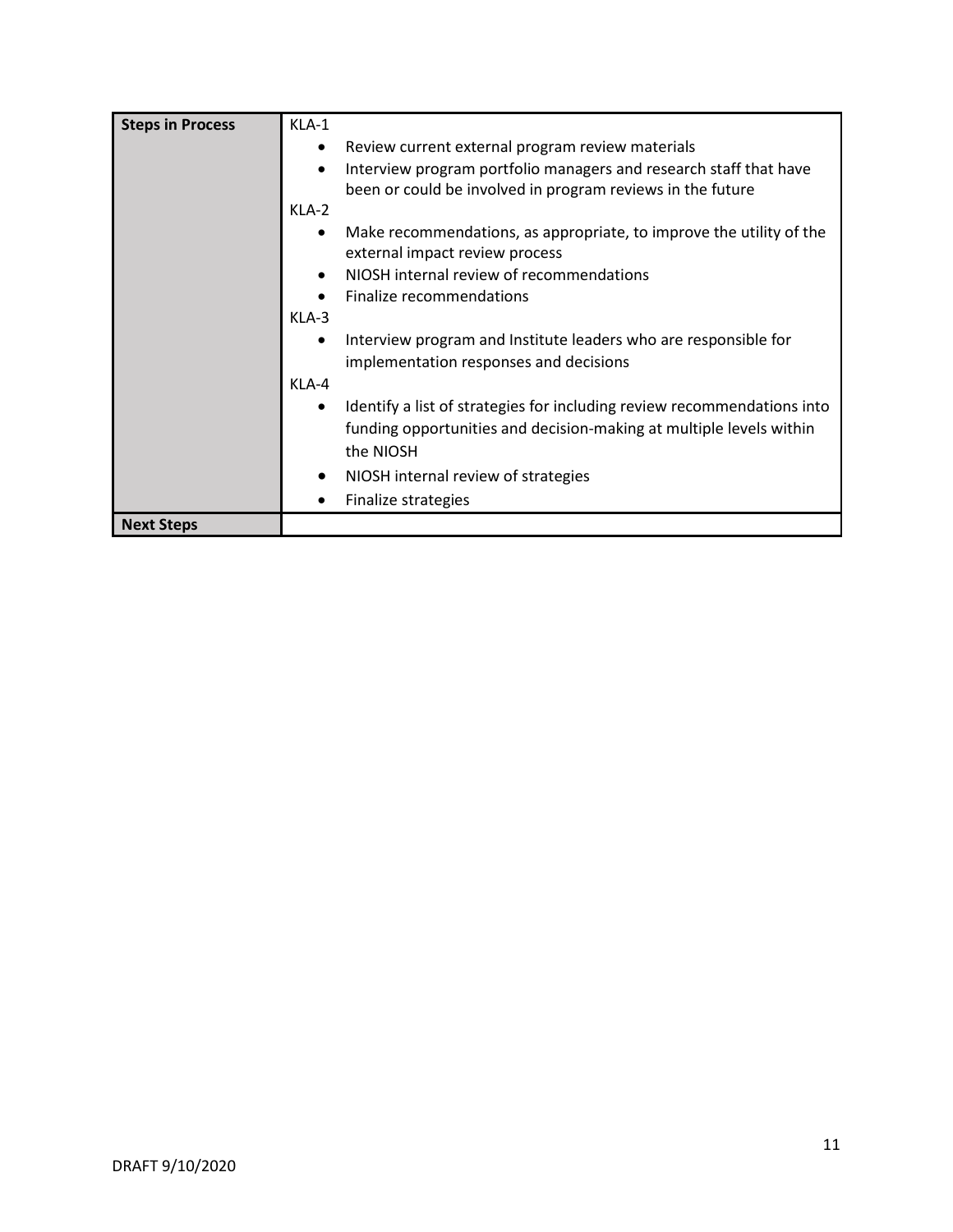| Steps in Process | KLA-1<br>• Review current external program review materials<br>• Interview program portfolio managers and research staff that have been or could be involved in program reviews in the future<br>KLA-2<br>• Make recommendations, as appropriate, to improve the utility of the external impact review process<br>• NIOSH internal review of recommendations<br>• Finalize recommendations<br>KLA-3<br>• Interview program and Institute leaders who are responsible for implementation responses and decisions<br>KLA-4<br>• Identify a list of strategies for including review recommendations into funding opportunities and decision-making at multiple levels within the NIOSH<br>• NIOSH internal review of strategies<br>• Finalize strategies |
|---|---|
| **Next Steps** | |

DRAFT 9/10/2020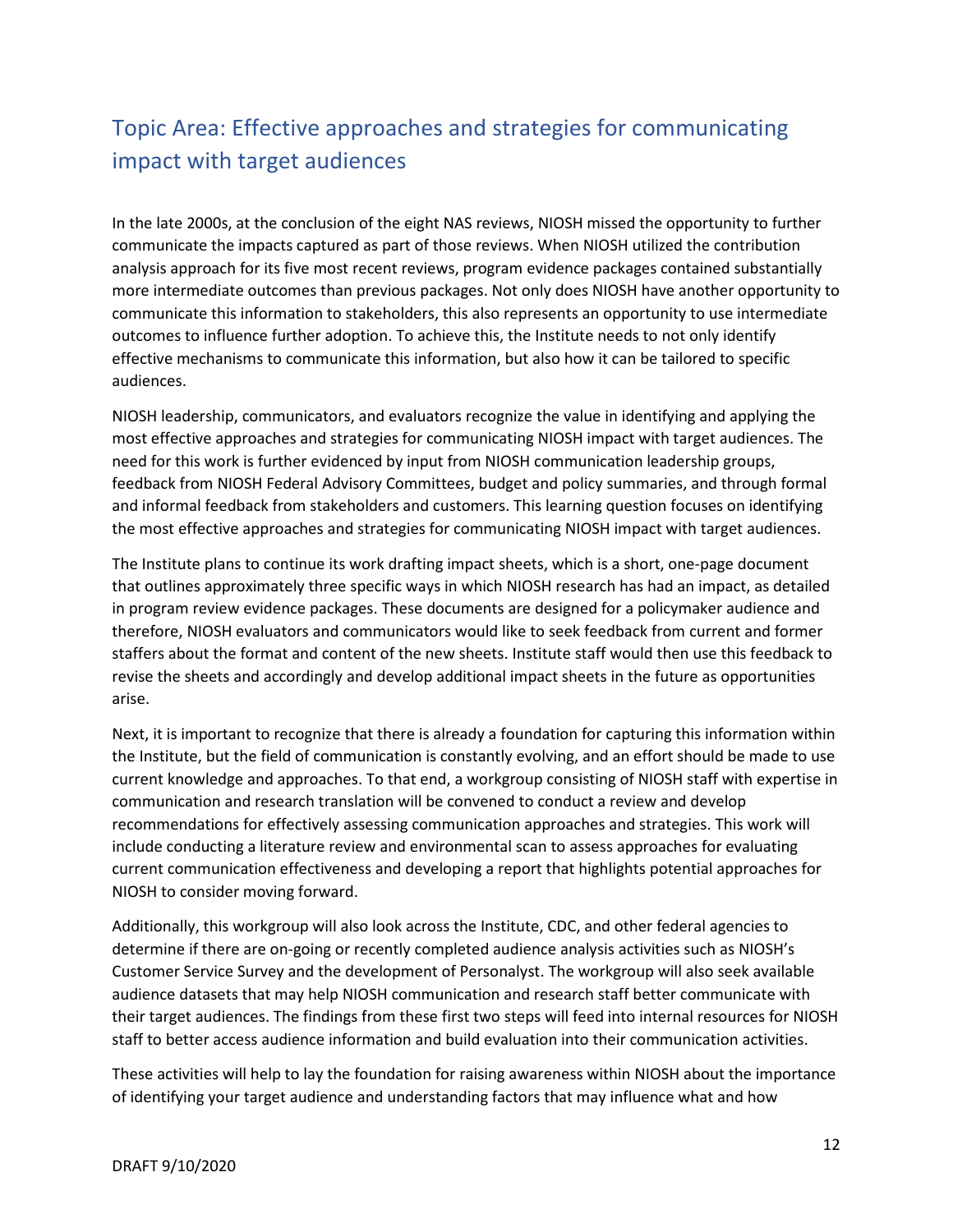## Topic Area: Effective approaches and strategies for communicating impact with target audiences

In the late 2000s, at the conclusion of the eight NAS reviews, NIOSH missed the opportunity to further communicate the impacts captured as part of those reviews. When NIOSH utilized the contribution analysis approach for its five most recent reviews, program evidence packages contained substantially more intermediate outcomes than previous packages. Not only does NIOSH have another opportunity to communicate this information to stakeholders, this also represents an opportunity to use intermediate outcomes to influence further adoption. To achieve this, the Institute needs to not only identify effective mechanisms to communicate this information, but also how it can be tailored to specific audiences.

NIOSH leadership, communicators, and evaluators recognize the value in identifying and applying the most effective approaches and strategies for communicating NIOSH impact with target audiences. The need for this work is further evidenced by input from NIOSH communication leadership groups, feedback from NIOSH Federal Advisory Committees, budget and policy summaries, and through formal and informal feedback from stakeholders and customers. This learning question focuses on identifying the most effective approaches and strategies for communicating NIOSH impact with target audiences.

The Institute plans to continue its work drafting impact sheets, which is a short, one-page document that outlines approximately three specific ways in which NIOSH research has had an impact, as detailed in program review evidence packages. These documents are designed for a policymaker audience and therefore, NIOSH evaluators and communicators would like to seek feedback from current and former staffers about the format and content of the new sheets. Institute staff would then use this feedback to revise the sheets and accordingly and develop additional impact sheets in the future as opportunities arise.

Next, it is important to recognize that there is already a foundation for capturing this information within the Institute, but the field of communication is constantly evolving, and an effort should be made to use current knowledge and approaches. To that end, a workgroup consisting of NIOSH staff with expertise in communication and research translation will be convened to conduct a review and develop recommendations for effectively assessing communication approaches and strategies. This work will include conducting a literature review and environmental scan to assess approaches for evaluating current communication effectiveness and developing a report that highlights potential approaches for NIOSH to consider moving forward.

Additionally, this workgroup will also look across the Institute, CDC, and other federal agencies to determine if there are on-going or recently completed audience analysis activities such as NIOSH's Customer Service Survey and the development of Personalyst. The workgroup will also seek available audience datasets that may help NIOSH communication and research staff better communicate with their target audiences. The findings from these first two steps will feed into internal resources for NIOSH staff to better access audience information and build evaluation into their communication activities.

These activities will help to lay the foundation for raising awareness within NIOSH about the importance of identifying your target audience and understanding factors that may influence what and how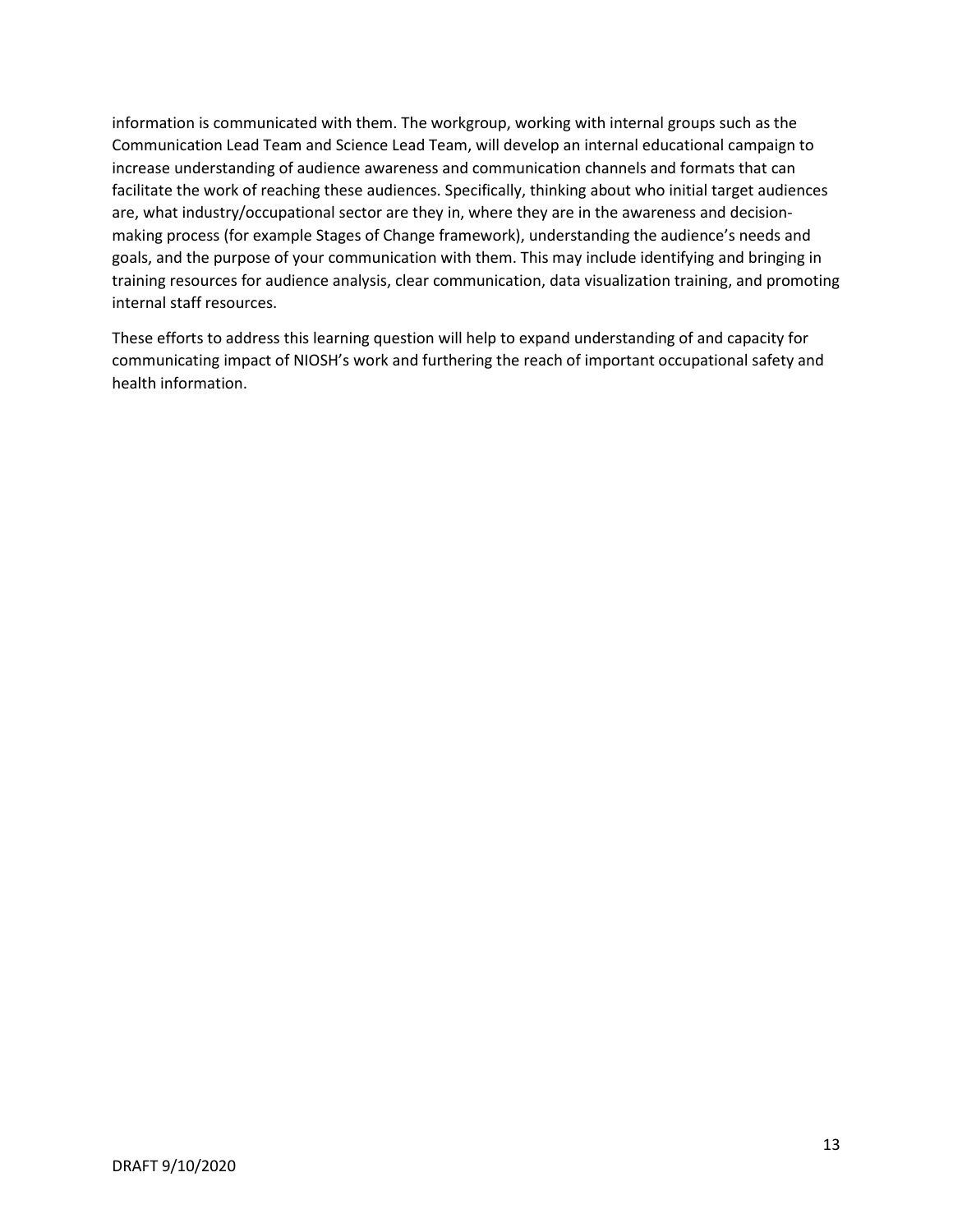information is communicated with them. The workgroup, working with internal groups such as the Communication Lead Team and Science Lead Team, will develop an internal educational campaign to increase understanding of audience awareness and communication channels and formats that can facilitate the work of reaching these audiences. Specifically, thinking about who initial target audiences are, what industry/occupational sector are they in, where they are in the awareness and decision-making process (for example Stages of Change framework), understanding the audience's needs and goals, and the purpose of your communication with them. This may include identifying and bringing in training resources for audience analysis, clear communication, data visualization training, and promoting internal staff resources.

These efforts to address this learning question will help to expand understanding of and capacity for communicating impact of NIOSH's work and furthering the reach of important occupational safety and health information.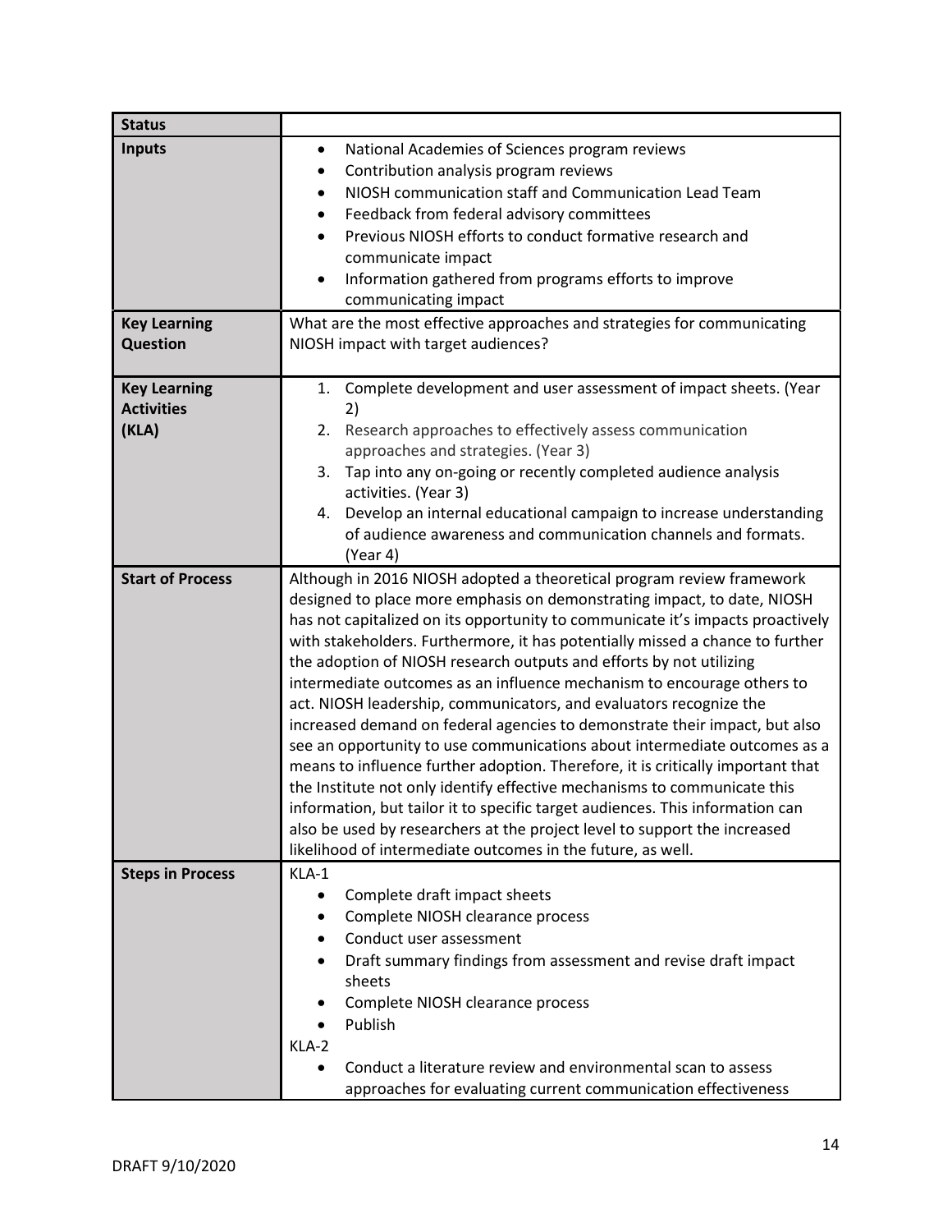| **Status** | |
|---|---|
| **Inputs** | • National Academies of Sciences program reviews<br>• Contribution analysis program reviews<br>• NIOSH communication staff and Communication Lead Team<br>• Feedback from federal advisory committees<br>• Previous NIOSH efforts to conduct formative research and communicate impact<br>• Information gathered from programs efforts to improve communicating impact |
| **Key Learning Question** | What are the most effective approaches and strategies for communicating NIOSH impact with target audiences? |
| **Key Learning Activities (KLA)** | 1. Complete development and user assessment of impact sheets. (Year 2)<br>2. Research approaches to effectively assess communication approaches and strategies. (Year 3)<br>3. Tap into any on-going or recently completed audience analysis activities. (Year 3)<br>4. Develop an internal educational campaign to increase understanding of audience awareness and communication channels and formats. (Year 4) |
| **Start of Process** | Although in 2016 NIOSH adopted a theoretical program review framework designed to place more emphasis on demonstrating impact, to date, NIOSH has not capitalized on its opportunity to communicate it's impacts proactively with stakeholders. Furthermore, it has potentially missed a chance to further the adoption of NIOSH research outputs and efforts by not utilizing intermediate outcomes as an influence mechanism to encourage others to act. NIOSH leadership, communicators, and evaluators recognize the increased demand on federal agencies to demonstrate their impact, but also see an opportunity to use communications about intermediate outcomes as a means to influence further adoption. Therefore, it is critically important that the Institute not only identify effective mechanisms to communicate this information, but tailor it to specific target audiences. This information can also be used by researchers at the project level to support the increased likelihood of intermediate outcomes in the future, as well. |
| **Steps in Process** | KLA-1<br>• Complete draft impact sheets<br>• Complete NIOSH clearance process<br>• Conduct user assessment<br>• Draft summary findings from assessment and revise draft impact sheets<br>• Complete NIOSH clearance process<br>• Publish<br>KLA-2<br>• Conduct a literature review and environmental scan to assess approaches for evaluating current communication effectiveness |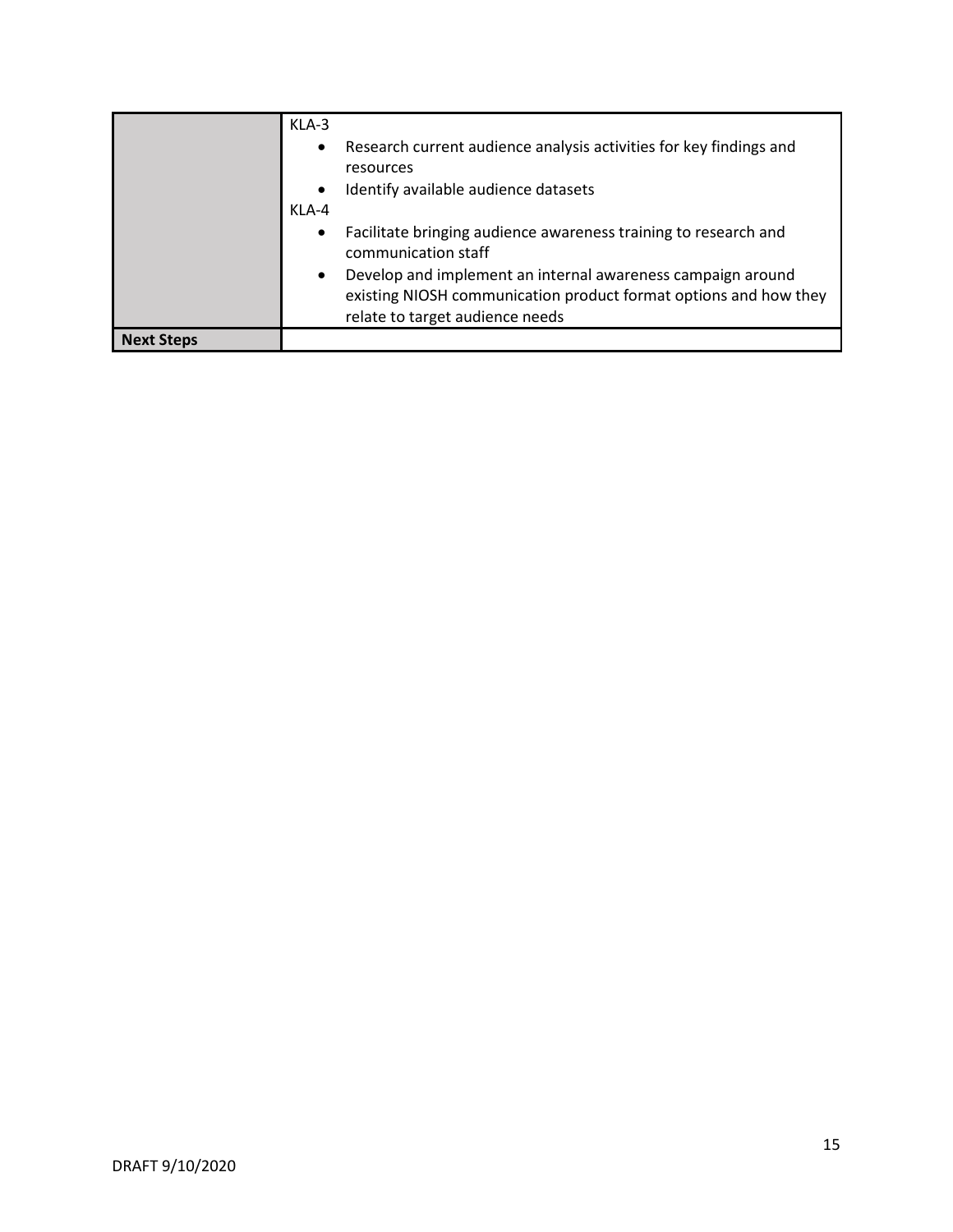| | |
|---|---|
| | KLA-3<br>• Research current audience analysis activities for key findings and resources<br>• Identify available audience datasets<br>KLA-4<br>• Facilitate bringing audience awareness training to research and communication staff<br>• Develop and implement an internal awareness campaign around existing NIOSH communication product format options and how they relate to target audience needs |
| **Next Steps** | |

DRAFT 9/10/2020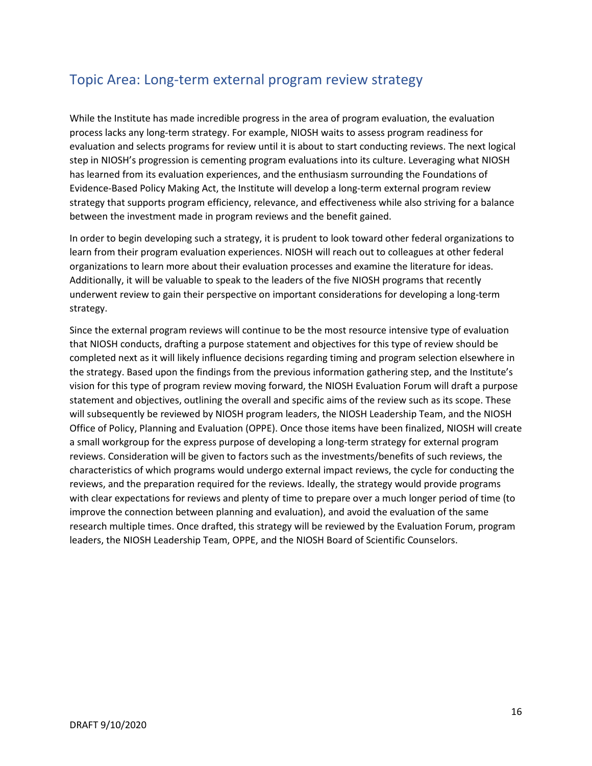## Topic Area: Long-term external program review strategy

While the Institute has made incredible progress in the area of program evaluation, the evaluation process lacks any long-term strategy. For example, NIOSH waits to assess program readiness for evaluation and selects programs for review until it is about to start conducting reviews. The next logical step in NIOSH's progression is cementing program evaluations into its culture. Leveraging what NIOSH has learned from its evaluation experiences, and the enthusiasm surrounding the Foundations of Evidence-Based Policy Making Act, the Institute will develop a long-term external program review strategy that supports program efficiency, relevance, and effectiveness while also striving for a balance between the investment made in program reviews and the benefit gained.

In order to begin developing such a strategy, it is prudent to look toward other federal organizations to learn from their program evaluation experiences. NIOSH will reach out to colleagues at other federal organizations to learn more about their evaluation processes and examine the literature for ideas. Additionally, it will be valuable to speak to the leaders of the five NIOSH programs that recently underwent review to gain their perspective on important considerations for developing a long-term strategy.

Since the external program reviews will continue to be the most resource intensive type of evaluation that NIOSH conducts, drafting a purpose statement and objectives for this type of review should be completed next as it will likely influence decisions regarding timing and program selection elsewhere in the strategy. Based upon the findings from the previous information gathering step, and the Institute's vision for this type of program review moving forward, the NIOSH Evaluation Forum will draft a purpose statement and objectives, outlining the overall and specific aims of the review such as its scope. These will subsequently be reviewed by NIOSH program leaders, the NIOSH Leadership Team, and the NIOSH Office of Policy, Planning and Evaluation (OPPE). Once those items have been finalized, NIOSH will create a small workgroup for the express purpose of developing a long-term strategy for external program reviews. Consideration will be given to factors such as the investments/benefits of such reviews, the characteristics of which programs would undergo external impact reviews, the cycle for conducting the reviews, and the preparation required for the reviews. Ideally, the strategy would provide programs with clear expectations for reviews and plenty of time to prepare over a much longer period of time (to improve the connection between planning and evaluation), and avoid the evaluation of the same research multiple times. Once drafted, this strategy will be reviewed by the Evaluation Forum, program leaders, the NIOSH Leadership Team, OPPE, and the NIOSH Board of Scientific Counselors.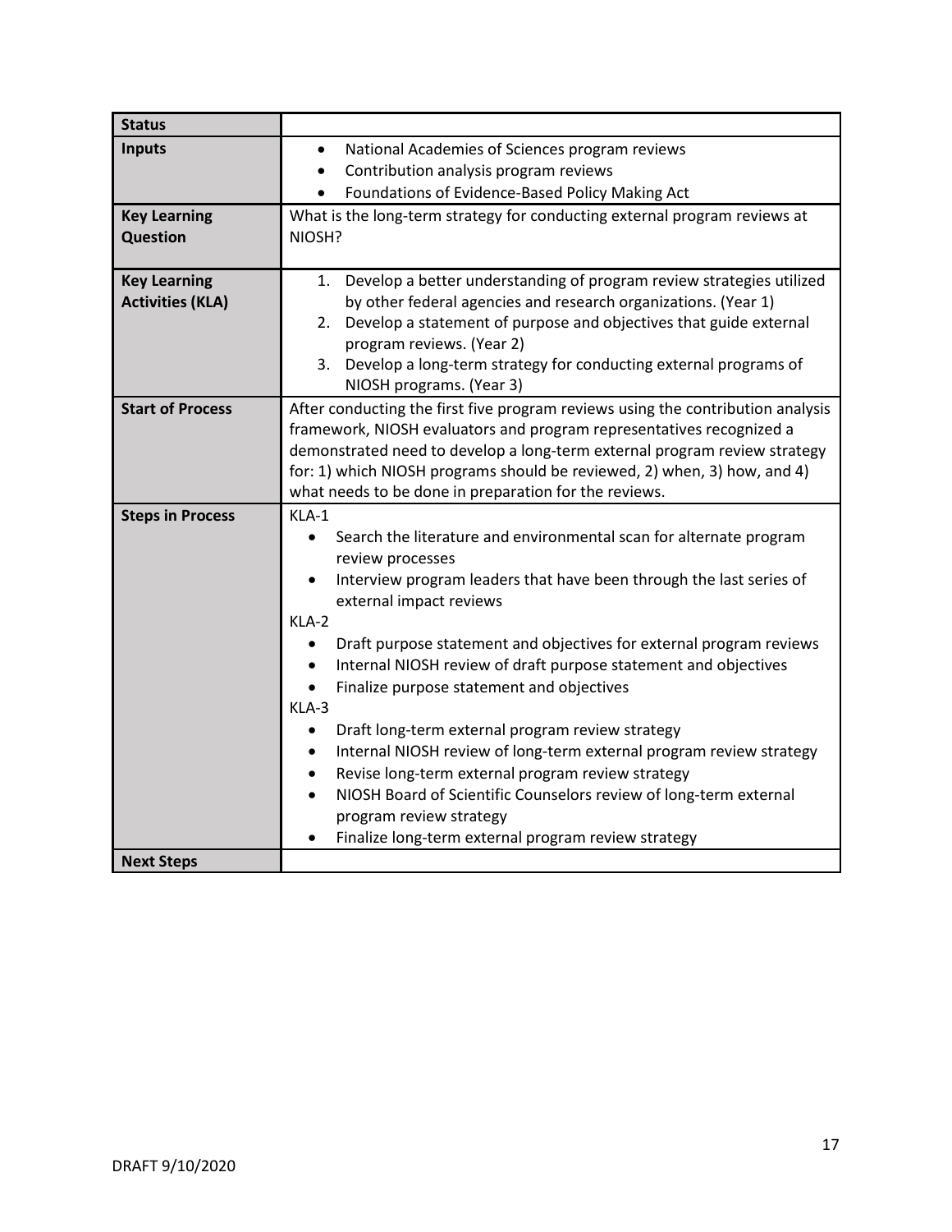| Status | |
|---|---|
| Inputs | • National Academies of Sciences program reviews<br>• Contribution analysis program reviews<br>• Foundations of Evidence-Based Policy Making Act |
| Key Learning Question | What is the long-term strategy for conducting external program reviews at NIOSH? |
| Key Learning Activities (KLA) | 1. Develop a better understanding of program review strategies utilized by other federal agencies and research organizations. (Year 1)<br>2. Develop a statement of purpose and objectives that guide external program reviews. (Year 2)<br>3. Develop a long-term strategy for conducting external programs of NIOSH programs. (Year 3) |
| Start of Process | After conducting the first five program reviews using the contribution analysis framework, NIOSH evaluators and program representatives recognized a demonstrated need to develop a long-term external program review strategy for: 1) which NIOSH programs should be reviewed, 2) when, 3) how, and 4) what needs to be done in preparation for the reviews. |
| Steps in Process | KLA-1<br>• Search the literature and environmental scan for alternate program review processes<br>• Interview program leaders that have been through the last series of external impact reviews<br>KLA-2<br>• Draft purpose statement and objectives for external program reviews<br>• Internal NIOSH review of draft purpose statement and objectives<br>• Finalize purpose statement and objectives<br>KLA-3<br>• Draft long-term external program review strategy<br>• Internal NIOSH review of long-term external program review strategy<br>• Revise long-term external program review strategy<br>• NIOSH Board of Scientific Counselors review of long-term external program review strategy<br>• Finalize long-term external program review strategy |
| Next Steps | |

DRAFT 9/10/2020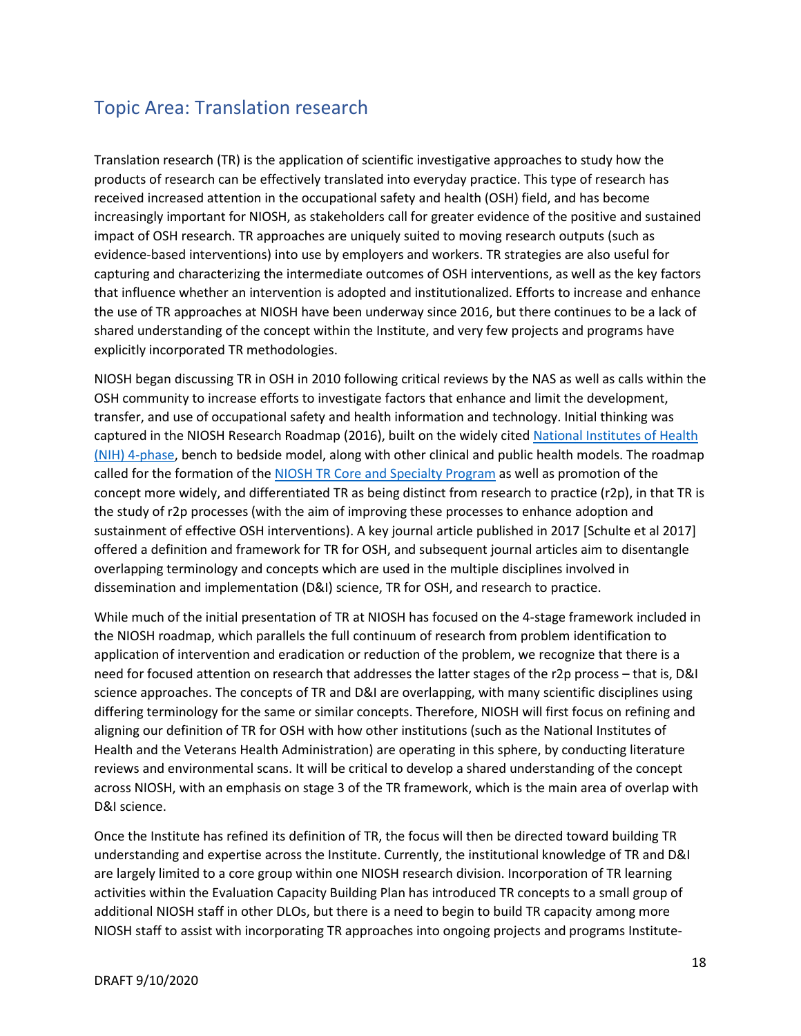## Topic Area: Translation research

Translation research (TR) is the application of scientific investigative approaches to study how the products of research can be effectively translated into everyday practice. This type of research has received increased attention in the occupational safety and health (OSH) field, and has become increasingly important for NIOSH, as stakeholders call for greater evidence of the positive and sustained impact of OSH research. TR approaches are uniquely suited to moving research outputs (such as evidence-based interventions) into use by employers and workers. TR strategies are also useful for capturing and characterizing the intermediate outcomes of OSH interventions, as well as the key factors that influence whether an intervention is adopted and institutionalized. Efforts to increase and enhance the use of TR approaches at NIOSH have been underway since 2016, but there continues to be a lack of shared understanding of the concept within the Institute, and very few projects and programs have explicitly incorporated TR methodologies.

NIOSH began discussing TR in OSH in 2010 following critical reviews by the NAS as well as calls within the OSH community to increase efforts to investigate factors that enhance and limit the development, transfer, and use of occupational safety and health information and technology. Initial thinking was captured in the NIOSH Research Roadmap (2016), built on the widely cited [National Institutes of Health (NIH) 4-phase](), bench to bedside model, along with other clinical and public health models. The roadmap called for the formation of the [NIOSH TR Core and Specialty Program]() as well as promotion of the concept more widely, and differentiated TR as being distinct from research to practice (r2p), in that TR is the study of r2p processes (with the aim of improving these processes to enhance adoption and sustainment of effective OSH interventions). A key journal article published in 2017 [Schulte et al 2017] offered a definition and framework for TR for OSH, and subsequent journal articles aim to disentangle overlapping terminology and concepts which are used in the multiple disciplines involved in dissemination and implementation (D&I) science, TR for OSH, and research to practice.

While much of the initial presentation of TR at NIOSH has focused on the 4-stage framework included in the NIOSH roadmap, which parallels the full continuum of research from problem identification to application of intervention and eradication or reduction of the problem, we recognize that there is a need for focused attention on research that addresses the latter stages of the r2p process – that is, D&I science approaches. The concepts of TR and D&I are overlapping, with many scientific disciplines using differing terminology for the same or similar concepts. Therefore, NIOSH will first focus on refining and aligning our definition of TR for OSH with how other institutions (such as the National Institutes of Health and the Veterans Health Administration) are operating in this sphere, by conducting literature reviews and environmental scans. It will be critical to develop a shared understanding of the concept across NIOSH, with an emphasis on stage 3 of the TR framework, which is the main area of overlap with D&I science.

Once the Institute has refined its definition of TR, the focus will then be directed toward building TR understanding and expertise across the Institute. Currently, the institutional knowledge of TR and D&I are largely limited to a core group within one NIOSH research division. Incorporation of TR learning activities within the Evaluation Capacity Building Plan has introduced TR concepts to a small group of additional NIOSH staff in other DLOs, but there is a need to begin to build TR capacity among more NIOSH staff to assist with incorporating TR approaches into ongoing projects and programs Institute-

DRAFT 9/10/2020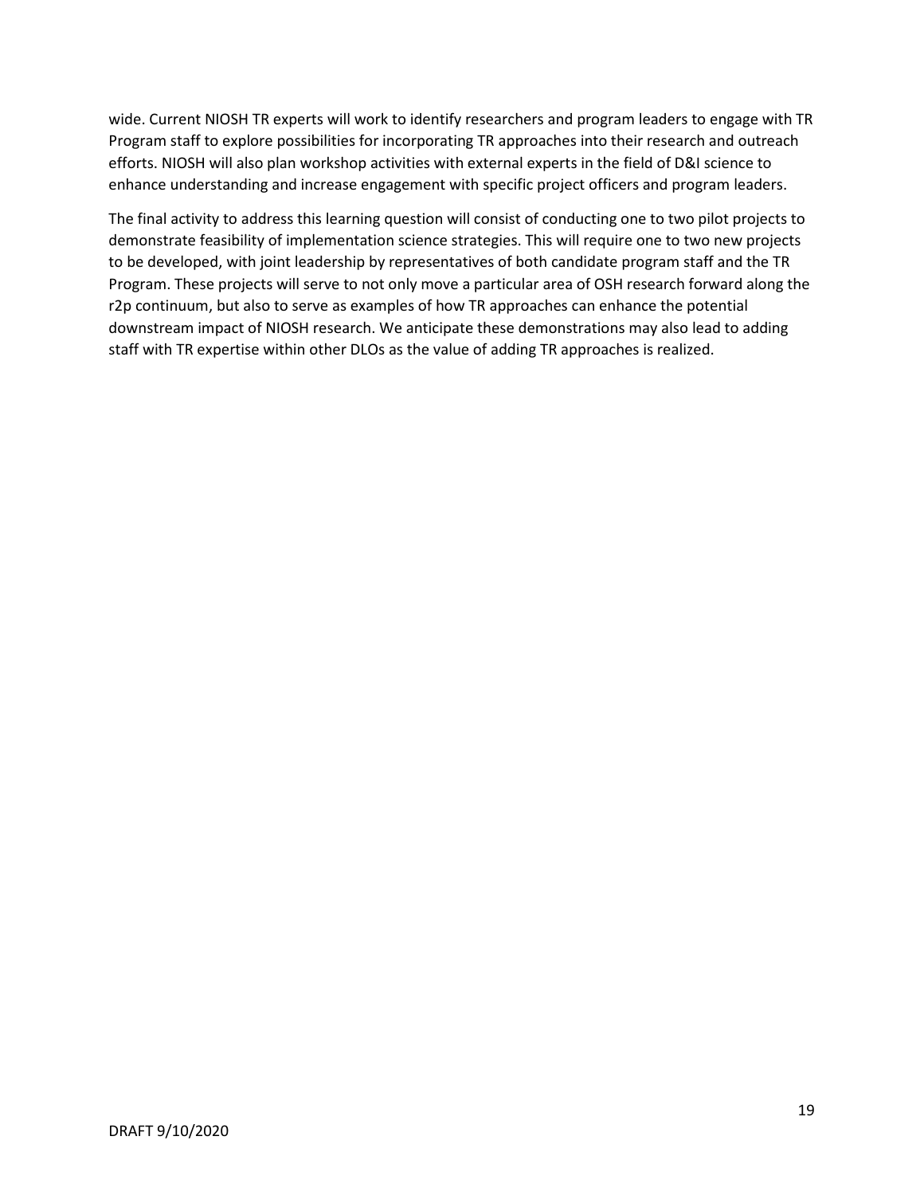wide. Current NIOSH TR experts will work to identify researchers and program leaders to engage with TR Program staff to explore possibilities for incorporating TR approaches into their research and outreach efforts. NIOSH will also plan workshop activities with external experts in the field of D&I science to enhance understanding and increase engagement with specific project officers and program leaders.

The final activity to address this learning question will consist of conducting one to two pilot projects to demonstrate feasibility of implementation science strategies. This will require one to two new projects to be developed, with joint leadership by representatives of both candidate program staff and the TR Program. These projects will serve to not only move a particular area of OSH research forward along the r2p continuum, but also to serve as examples of how TR approaches can enhance the potential downstream impact of NIOSH research. We anticipate these demonstrations may also lead to adding staff with TR expertise within other DLOs as the value of adding TR approaches is realized.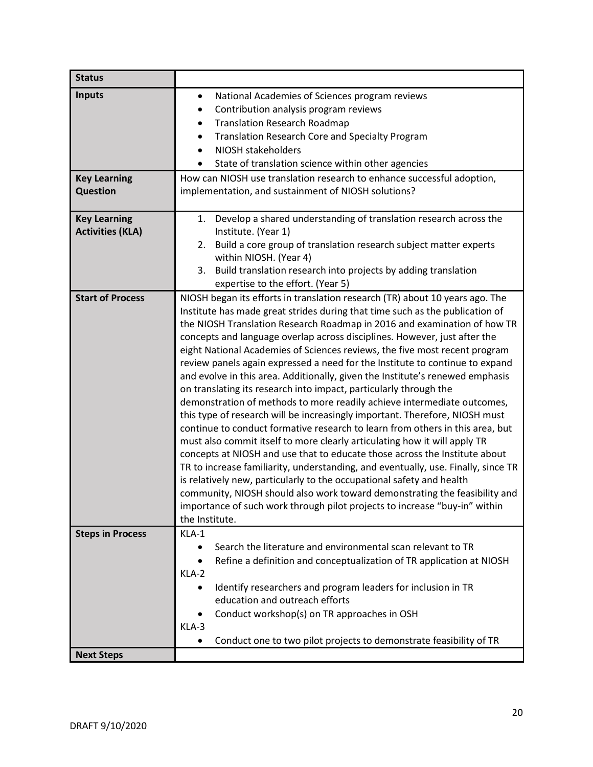| Status | |
|---|---|
| **Inputs** | • National Academies of Sciences program reviews<br>• Contribution analysis program reviews<br>• Translation Research Roadmap<br>• Translation Research Core and Specialty Program<br>• NIOSH stakeholders<br>• State of translation science within other agencies |
| **Key Learning Question** | How can NIOSH use translation research to enhance successful adoption, implementation, and sustainment of NIOSH solutions? |
| **Key Learning Activities (KLA)** | 1. Develop a shared understanding of translation research across the Institute. (Year 1)<br>2. Build a core group of translation research subject matter experts within NIOSH. (Year 4)<br>3. Build translation research into projects by adding translation expertise to the effort. (Year 5) |
| **Start of Process** | NIOSH began its efforts in translation research (TR) about 10 years ago. The Institute has made great strides during that time such as the publication of the NIOSH Translation Research Roadmap in 2016 and examination of how TR concepts and language overlap across disciplines. However, just after the eight National Academies of Sciences reviews, the five most recent program review panels again expressed a need for the Institute to continue to expand and evolve in this area. Additionally, given the Institute's renewed emphasis on translating its research into impact, particularly through the demonstration of methods to more readily achieve intermediate outcomes, this type of research will be increasingly important. Therefore, NIOSH must continue to conduct formative research to learn from others in this area, but must also commit itself to more clearly articulating how it will apply TR concepts at NIOSH and use that to educate those across the Institute about TR to increase familiarity, understanding, and eventually, use. Finally, since TR is relatively new, particularly to the occupational safety and health community, NIOSH should also work toward demonstrating the feasibility and importance of such work through pilot projects to increase "buy-in" within the Institute. |
| **Steps in Process** | KLA-1<br>• Search the literature and environmental scan relevant to TR<br>• Refine a definition and conceptualization of TR application at NIOSH<br>KLA-2<br>• Identify researchers and program leaders for inclusion in TR education and outreach efforts<br>• Conduct workshop(s) on TR approaches in OSH<br>KLA-3<br>• Conduct one to two pilot projects to demonstrate feasibility of TR |
| **Next Steps** | |

DRAFT 9/10/2020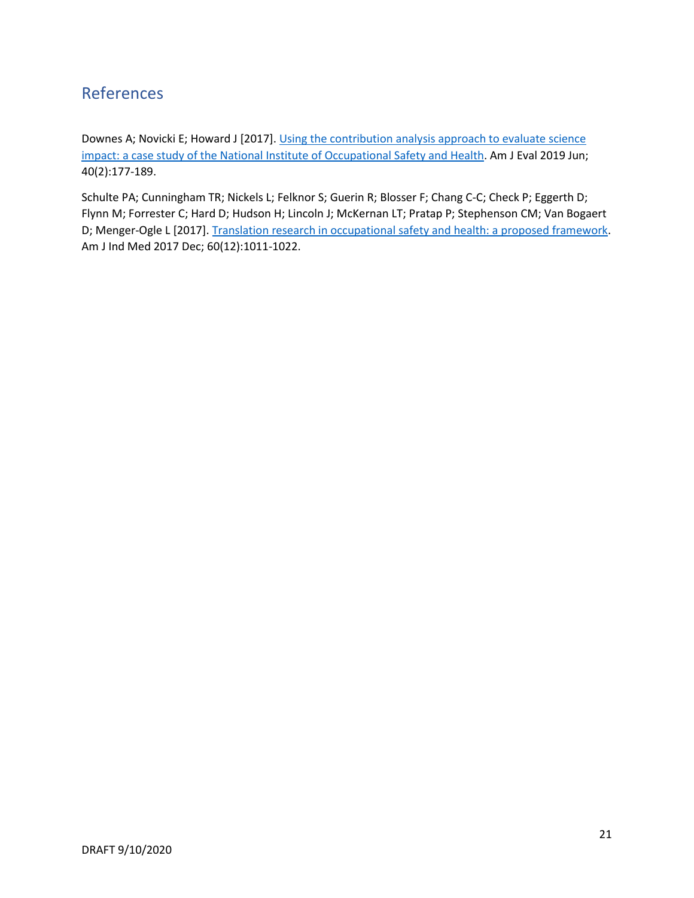## References

Downes A; Novicki E; Howard J [2017]. Using the contribution analysis approach to evaluate science impact: a case study of the National Institute of Occupational Safety and Health. Am J Eval 2019 Jun; 40(2):177-189.

Schulte PA; Cunningham TR; Nickels L; Felknor S; Guerin R; Blosser F; Chang C-C; Check P; Eggerth D; Flynn M; Forrester C; Hard D; Hudson H; Lincoln J; McKernan LT; Pratap P; Stephenson CM; Van Bogaert D; Menger-Ogle L [2017]. Translation research in occupational safety and health: a proposed framework. Am J Ind Med 2017 Dec; 60(12):1011-1022.

DRAFT 9/10/2020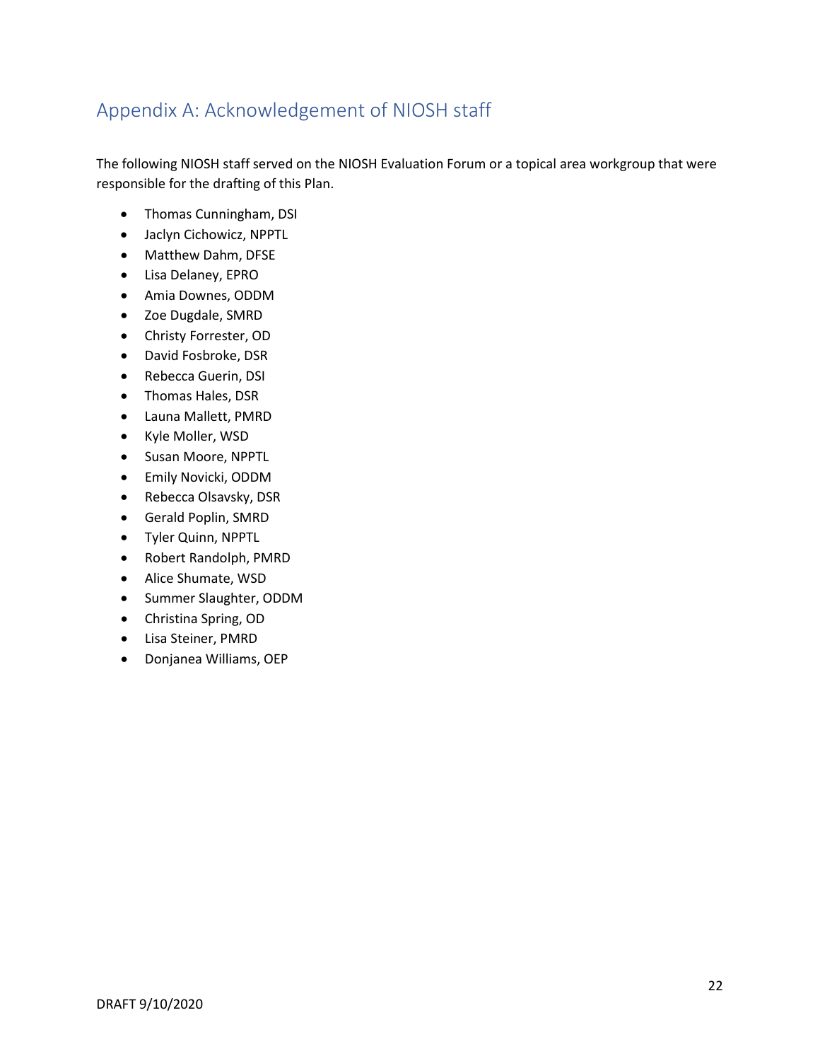## Appendix A: Acknowledgement of NIOSH staff

The following NIOSH staff served on the NIOSH Evaluation Forum or a topical area workgroup that were responsible for the drafting of this Plan.

- Thomas Cunningham, DSI
- Jaclyn Cichowicz, NPPTL
- Matthew Dahm, DFSE
- Lisa Delaney, EPRO
- Amia Downes, ODDM
- Zoe Dugdale, SMRD
- Christy Forrester, OD
- David Fosbroke, DSR
- Rebecca Guerin, DSI
- Thomas Hales, DSR
- Launa Mallett, PMRD
- Kyle Moller, WSD
- Susan Moore, NPPTL
- Emily Novicki, ODDM
- Rebecca Olsavsky, DSR
- Gerald Poplin, SMRD
- Tyler Quinn, NPPTL
- Robert Randolph, PMRD
- Alice Shumate, WSD
- Summer Slaughter, ODDM
- Christina Spring, OD
- Lisa Steiner, PMRD
- Donjanea Williams, OEP

DRAFT 9/10/2020